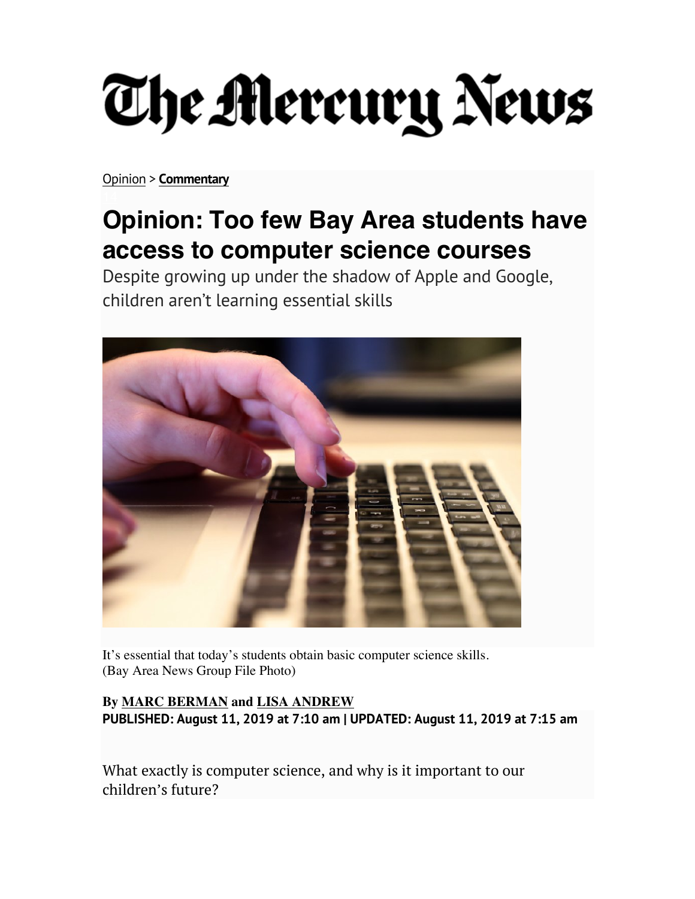# The Mercury News

Opinion > **Commentary**

## Opinion: Too few Bay Area students have access to computer science courses

Despite growing up under the shadow of Apple and Google, children aren't learning essential skills

It's essential that today's students obtain basic computer science skills. (Bay Area News Group File Photo)

**By MARC BERMAN and LISA ANDREW**
**PUBLISHED: August 11, 2019 at 7:10 am | UPDATED: August 11, 2019 at 7:15 am**

What exactly is computer science, and why is it important to our children's future?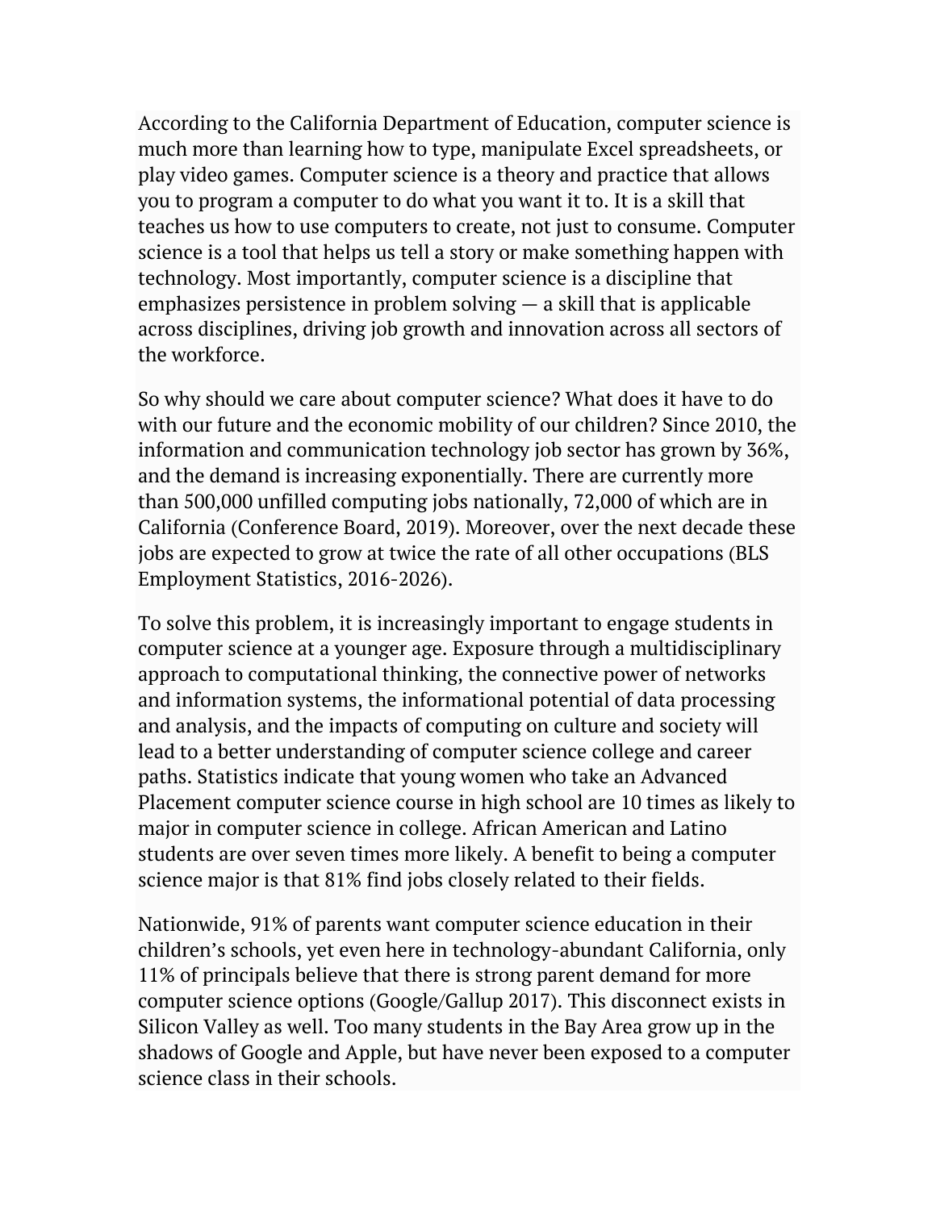According to the California Department of Education, computer science is much more than learning how to type, manipulate Excel spreadsheets, or play video games. Computer science is a theory and practice that allows you to program a computer to do what you want it to. It is a skill that teaches us how to use computers to create, not just to consume. Computer science is a tool that helps us tell a story or make something happen with technology. Most importantly, computer science is a discipline that emphasizes persistence in problem solving — a skill that is applicable across disciplines, driving job growth and innovation across all sectors of the workforce.

So why should we care about computer science? What does it have to do with our future and the economic mobility of our children? Since 2010, the information and communication technology job sector has grown by 36%, and the demand is increasing exponentially. There are currently more than 500,000 unfilled computing jobs nationally, 72,000 of which are in California (Conference Board, 2019). Moreover, over the next decade these jobs are expected to grow at twice the rate of all other occupations (BLS Employment Statistics, 2016-2026).

To solve this problem, it is increasingly important to engage students in computer science at a younger age. Exposure through a multidisciplinary approach to computational thinking, the connective power of networks and information systems, the informational potential of data processing and analysis, and the impacts of computing on culture and society will lead to a better understanding of computer science college and career paths. Statistics indicate that young women who take an Advanced Placement computer science course in high school are 10 times as likely to major in computer science in college. African American and Latino students are over seven times more likely. A benefit to being a computer science major is that 81% find jobs closely related to their fields.

Nationwide, 91% of parents want computer science education in their children's schools, yet even here in technology-abundant California, only 11% of principals believe that there is strong parent demand for more computer science options (Google/Gallup 2017). This disconnect exists in Silicon Valley as well. Too many students in the Bay Area grow up in the shadows of Google and Apple, but have never been exposed to a computer science class in their schools.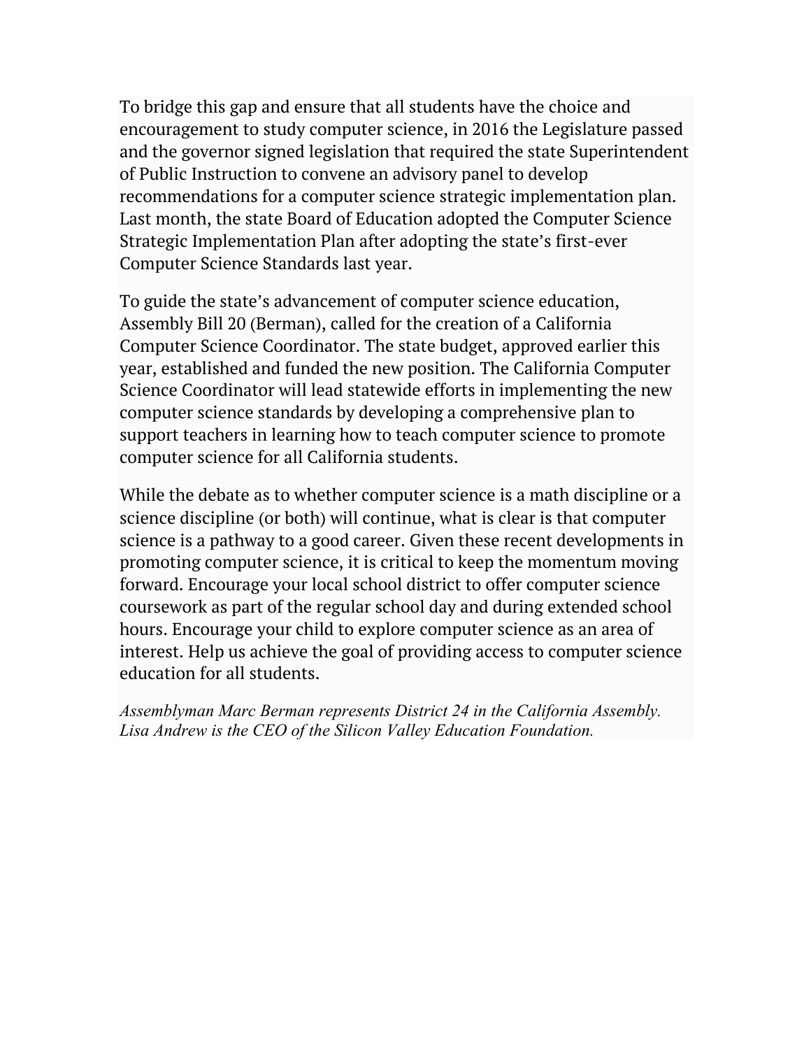To bridge this gap and ensure that all students have the choice and encouragement to study computer science, in 2016 the Legislature passed and the governor signed legislation that required the state Superintendent of Public Instruction to convene an advisory panel to develop recommendations for a computer science strategic implementation plan. Last month, the state Board of Education adopted the Computer Science Strategic Implementation Plan after adopting the state's first-ever Computer Science Standards last year.

To guide the state's advancement of computer science education, Assembly Bill 20 (Berman), called for the creation of a California Computer Science Coordinator. The state budget, approved earlier this year, established and funded the new position. The California Computer Science Coordinator will lead statewide efforts in implementing the new computer science standards by developing a comprehensive plan to support teachers in learning how to teach computer science to promote computer science for all California students.

While the debate as to whether computer science is a math discipline or a science discipline (or both) will continue, what is clear is that computer science is a pathway to a good career. Given these recent developments in promoting computer science, it is critical to keep the momentum moving forward. Encourage your local school district to offer computer science coursework as part of the regular school day and during extended school hours. Encourage your child to explore computer science as an area of interest. Help us achieve the goal of providing access to computer science education for all students.

*Assemblyman Marc Berman represents District 24 in the California Assembly. Lisa Andrew is the CEO of the Silicon Valley Education Foundation.*